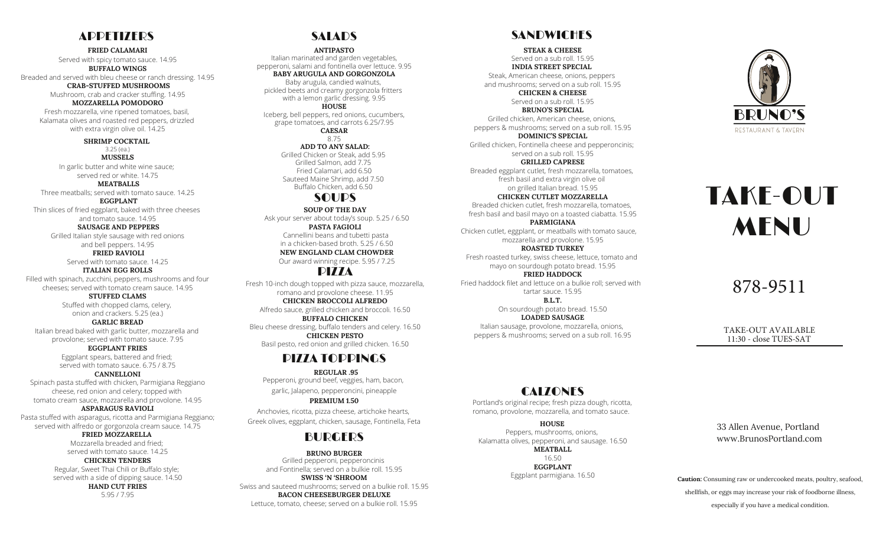## APPETIZERS

**FRIED CALAMARI**
Served with spicy tomato sauce. 14.95

**BUFFALO WINGS**
Breaded and served with bleu cheese or ranch dressing. 14.95

**CRAB-STUFFED MUSHROOMS**
Mushroom, crab and cracker stuffing. 14.95

**MOZZARELLA POMODORO**
Fresh mozzarella, vine ripened tomatoes, basil, Kalamata olives and roasted red peppers, drizzled with extra virgin olive oil. 14.25

**SHRIMP COCKTAIL**
3.25 (ea.)

**MUSSELS**
In garlic butter and white wine sauce; served red or white. 14.75

**MEATBALLS**
Three meatballs; served with tomato sauce. 14.25

**EGGPLANT**
Thin slices of fried eggplant, baked with three cheeses and tomato sauce. 14.95

**SAUSAGE AND PEPPERS**
Grilled Italian style sausage with red onions and bell peppers. 14.95

**FRIED RAVIOLI**
Served with tomato sauce. 14.25

**ITALIAN EGG ROLLS**
Filled with spinach, zucchini, peppers, mushrooms and four cheeses; served with tomato cream sauce. 14.95

**STUFFED CLAMS**
Stuffed with chopped clams, celery, onion and crackers. 5.25 (ea.)

**GARLIC BREAD**
Italian bread baked with garlic butter, mozzarella and provolone; served with tomato sauce. 7.95

**EGGPLANT FRIES**
Eggplant spears, battered and fried; served with tomato sauce. 6.75 / 8.75

**CANNELLONI**
Spinach pasta stuffed with chicken, Parmigiana Reggiano cheese, red onion and celery; topped with tomato cream sauce, mozzarella and provolone. 14.95

**ASPARAGUS RAVIOLI**
Pasta stuffed with asparagus, ricotta and Parmigiana Reggiano; served with alfredo or gorgonzola cream sauce. 14.75

**FRIED MOZZARELLA**
Mozzarella breaded and fried; served with tomato sauce. 14.25

**CHICKEN TENDERS**
Regular, Sweet Thai Chili or Buffalo style; served with a side of dipping sauce. 14.50

**HAND CUT FRIES**
5.95 / 7.95

## SALADS

**ANTIPASTO**
Italian marinated and garden vegetables, pepperoni, salami and fontinella over lettuce. 9.95

**BABY ARUGULA AND GORGONZOLA**
Baby arugula, candied walnuts, pickled beets and creamy gorgonzola fritters with a lemon garlic dressing. 9.95

**HOUSE**
Iceberg, bell peppers, red onions, cucumbers, grape tomatoes, and carrots 6.25/7.95

**CAESAR**
8.75

**ADD TO ANY SALAD:**
Grilled Chicken or Steak, add 5.95
Grilled Salmon, add 7.75
Fried Calamari, add 6.50
Sauteed Maine Shrimp, add 7.50
Buffalo Chicken, add 6.50

## SOUPS

**SOUP OF THE DAY**
Ask your server about today's soup. 5.25 / 6.50

**PASTA FAGIOLI**
Cannellini beans and tubetti pasta in a chicken-based broth. 5.25 / 6.50

**NEW ENGLAND CLAM CHOWDER**
Our award winning recipe. 5.95 / 7.25

## PIZZA

Fresh 10-inch dough topped with pizza sauce, mozzarella, romano and provolone cheese. 11.95

**CHICKEN BROCCOLI ALFREDO**
Alfredo sauce, grilled chicken and broccoli. 16.50

**BUFFALO CHICKEN**
Bleu cheese dressing, buffalo tenders and celery. 16.50

**CHICKEN PESTO**
Basil pesto, red onion and grilled chicken. 16.50

## PIZZA TOPPINGS

**REGULAR .95**
Pepperoni, ground beef, veggies, ham, bacon, garlic, Jalapeno, pepperoncini, pineapple

**PREMIUM 1.50**
Anchovies, ricotta, pizza cheese, artichoke hearts, Greek olives, eggplant, chicken, sausage, Fontinella, Feta

## BURGERS

**BRUNO BURGER**
Grilled pepperoni, pepperoncinis and Fontinella; served on a bulkie roll. 15.95

**SWISS 'N 'SHROOM**
Swiss and sauteed mushrooms; served on a bulkie roll. 15.95

**BACON CHEESEBURGER DELUXE**
Lettuce, tomato, cheese; served on a bulkie roll. 15.95

## SANDWICHES

**STEAK & CHEESE**
Served on a sub roll. 15.95

**INDIA STREET SPECIAL**
Steak, American cheese, onions, peppers and mushrooms; served on a sub roll. 15.95

**CHICKEN & CHEESE**
Served on a sub roll. 15.95

**BRUNO'S SPECIAL**
Grilled chicken, American cheese, onions, peppers & mushrooms; served on a sub roll. 15.95

**DOMINIC'S SPECIAL**
Grilled chicken, Fontinella cheese and pepperoncinis; served on a sub roll. 15.95

**GRILLED CAPRESE**
Breaded eggplant cutlet, fresh mozzarella, tomatoes, fresh basil and extra virgin olive oil on grilled Italian bread. 15.95

**CHICKEN CUTLET MOZZARELLA**
Breaded chicken cutlet, fresh mozzarella, tomatoes, fresh basil and basil mayo on a toasted ciabatta. 15.95

**PARMIGIANA**
Chicken cutlet, eggplant, or meatballs with tomato sauce, mozzarella and provolone. 15.95

**ROASTED TURKEY**
Fresh roasted turkey, swiss cheese, lettuce, tomato and mayo on sourdough potato bread. 15.95

**FRIED HADDOCK**
Fried haddock filet and lettuce on a bulkie roll; served with tartar sauce. 15.95

**B.L.T.**
On sourdough potato bread. 15.50

**LOADED SAUSAGE**
Italian sausage, provolone, mozzarella, onions, peppers & mushrooms; served on a sub roll. 16.95

## CALZONES

Portland's original recipe; fresh pizza dough, ricotta, romano, provolone, mozzarella, and tomato sauce.

**HOUSE**
Peppers, mushrooms, onions, Kalamatta olives, pepperoni, and sausage. 16.50

**MEATBALL**
16.50

**EGGPLANT**
Eggplant parmigiana. 16.50

BRUNO'S
RESTAURANT & TAVERN

# TAKE-OUT MENU

878-9511

TAKE-OUT AVAILABLE
11:30 - close TUES-SAT

33 Allen Avenue, Portland
www.BrunosPortland.com

**Caution:** Consuming raw or undercooked meats, poultry, seafood, shellfish, or eggs may increase your risk of foodborne illness, especially if you have a medical condition.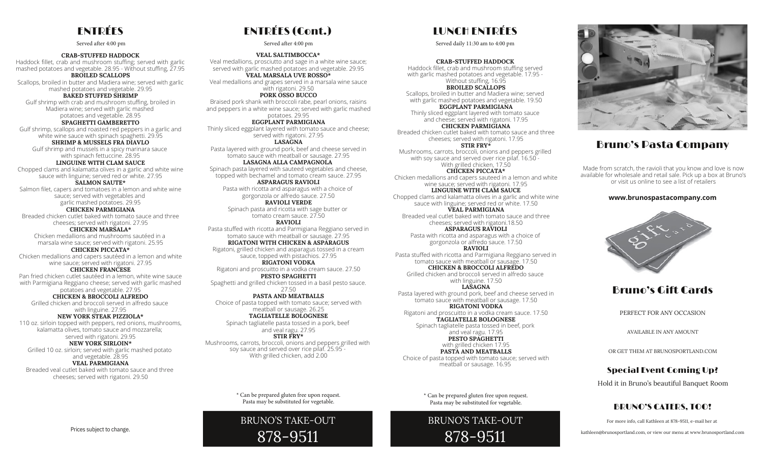# ENTRÉES

Served after 4:00 pm

**CRAB-STUFFED HADDOCK**
Haddock fillet, crab and mushroom stuffing; served with garlic mashed potatoes and vegetable. 28.95 - Without stuffing, 27.95

**BROILED SCALLOPS**
Scallops, broiled in butter and Madiera wine; served with garlic mashed potatoes and vegetable. 29.95

**BAKED STUFFED SHRIMP**
Gulf shrimp with crab and mushroom stuffing, broiled in Madiera wine; served with garlic mashed potatoes and vegetable. 28.95

**SPAGHETTI GAMBERETTO**
Gulf shrimp, scallops and roasted red peppers in a garlic and white wine sauce with spinach spaghetti. 29.95

**SHRIMP & MUSSELS FRA DIAVLO**
Gulf shrimp and mussels in a spicy marinara sauce with spinach fettuccine. 28.95

**LINGUINE WITH CLAM SAUCE**
Chopped clams and kalamatta olives in a garlic and white wine sauce with linguine; served red or white. 27.95

**SALMON SAUTE***
Salmon filet, capers and tomatoes in a lemon and white wine sauce; served with vegetables and garlic mashed potatoes. 29.95

**CHICKEN PARMIGIANA**
Breaded chicken cutlet baked with tomato sauce and three cheeses; served with rigatoni. 27.95

**CHICKEN MARSALA***
Chicken medallions and mushrooms sautéed in a marsala wine sauce; served with rigatoni. 25.95

**CHICKEN PICCATA***
Chicken medallions and capers sautéed in a lemon and white wine sauce; served with rigatoni. 27.95

**CHICKEN FRANCESE**
Pan fried chicken cutlet sautéed in a lemon, white wine sauce with Parmigiana Reggiano cheese; served with garlic mashed potatoes and vegetable. 27.95

**CHICKEN & BROCCOLI ALFREDO**
Grilled chicken and broccoli served in alfredo sauce with linguine. 27.95

**NEW YORK STEAK PIZZIOLA***
110 oz. sirloin topped with peppers, red onions, mushrooms, kalamatta olives, tomato sauce and mozzarella; served with rigatoni. 29.95

**NEW YORK SIRLOIN***
Grilled 10 oz. sirloin; served with garlic mashed potato and vegetable. 28.95

**VEAL PARMIGIANA**
Breaded veal cutlet baked with tomato sauce and three cheeses; served with rigatoni. 29.50

Prices subject to change.

# ENTRÉES (Cont.)

Served after 4:00 pm

**VEAL SALTIMBOCCA***
Veal medallions, prosciutto and sage in a white wine sauce; served with garlic mashed potatoes and vegetable. 29.95

**VEAL MARSALA UVE ROSSO***
Veal medallions and grapes served in a marsala wine sauce with rigatoni. 29.50

**PORK OSSO BUCCO**
Braised pork shank with broccoli rabe, pearl onions, raisins and peppers in a white wine sauce; served with garlic mashed potatoes. 29.95

**EGGPLANT PARMIGIANA**
Thinly sliced eggplant layered with tomato sauce and cheese; served with rigatoni. 27.95

**LASAGNA**
Pasta layered with ground pork, beef and cheese served in tomato sauce with meatball or sausage. 27.95

**LASAGNA ALLA CAMPAGNOLA**
Spinach pasta layered with sauteed vegetables and cheese, topped with bechamel and tomato cream sauce. 27.95

**ASPARAGUS RAVIOLI**
Pasta with ricotta and asparagus with a choice of gorgonzola or alfredo sauce. 27.50

**RAVIOLI VERDE**
Spinach pasta and ricotta with sage butter or tomato cream sauce. 27.50

**RAVIOLI**
Pasta stuffed with ricotta and Parmigiana Reggiano served in tomato sauce with meatball or sausage. 27.95

**RIGATONI WITH CHICKEN & ASPARAGUS**
Rigatoni, grilled chicken and asparagus tossed in a cream sauce, topped with pistachios. 27.95

**RIGATONI VODKA**
Rigatoni and proscuitto in a vodka cream sauce. 27.50

**PESTO SPAGHETTI**
Spaghetti and grilled chicken tossed in a basil pesto sauce. 27.50

**PASTA AND MEATBALLS**
Choice of pasta topped with tomato sauce; served with meatball or sausage. 26.25

**TAGLIATELLE BOLOGNESE**
Spinach tagliatelle pasta tossed in a pork, beef and veal ragu. 27.95

**STIR FRY***
Mushrooms, carrots, broccoli, onions and peppers grilled with soy sauce and served over rice pilaf. 25.95 - With grilled chicken, add 2.00

\* Can be prepared gluten free upon request.
Pasta may be substituted for vegetable.

BRUNO'S TAKE-OUT
878-9511

# LUNCH ENTRÉES

Served daily 11:30 am to 4:00 pm

**CRAB-STUFFED HADDOCK**
Haddock fillet, crab and mushroom stuffing served with garlic mashed potatoes and vegetable. 17.95 - Without stuffing, 16.95

**BROILED SCALLOPS**
Scallops, broiled in butter and Madiera wine; served with garlic mashed potatoes and vegetable. 19.50

**EGGPLANT PARMIGIANA**
Thinly sliced eggplant layered with tomato sauce and cheese; served with rigatoni. 17.95

**CHICKEN PARMIGIANA**
Breaded chicken cutlet baked with tomato sauce and three cheeses; served with rigatoni. 17.95

**STIR FRY***
Mushrooms, carrots, broccoli, onions and peppers grilled with soy sauce and served over rice pilaf. 16.50 - With grilled chicken, 17.50

**CHICKEN PICCATA***
Chicken medallions and capers sauteed in a lemon and white wine sauce; served with rigatoni. 17.95

**LINGUINE WITH CLAM SAUCE**
Chopped clams and kalamatta olives in a garlic and white wine sauce with linguine; served red or white. 17.50

**VEAL PARMIGIANA**
Breaded veal cutlet baked with tomato sauce and three cheeses; served with rigatoni.18.50

**ASPARAGUS RAVIOLI**
Pasta with ricotta and asparagus with a choice of gorgonzola or alfredo sauce. 17.50

**RAVIOLI**
Pasta stuffed with ricotta and Parmigiana Reggiano served in tomato sauce with meatball or sausage. 17.50

**CHICKEN & BROCCOLI ALFREDO**
Grilled chicken and broccoli served in alfredo sauce with linguine. 17.50

**LASAGNA**
Pasta layered with ground pork, beef and cheese served in tomato sauce with meatball or sausage. 17.50

**RIGATONI VODKA**
Rigatoni and proscuitto in a vodka cream sauce. 17.50

**TAGLIATELLE BOLOGNESE**
Spinach tagliatelle pasta tossed in beef, pork and veal ragu. 17.95

**PESTO SPAGHETTI**
with grilled chicken 17.95

**PASTA AND MEATBALLS**
Choice of pasta topped with tomato sauce; served with meatball or sausage. 16.95

\* Can be prepared gluten free upon request.
Pasta may be substituted for vegetable.

BRUNO'S TAKE-OUT
878-9511

## Bruno's Pasta Company

Made from scratch, the ravioli that you know and love is now available for wholesale and retail sale. Pick up a box at Bruno's or visit us online to see a list of retailers

**www.brunospastacompany.com**

## Bruno's Gift Cards

PERFECT FOR ANY OCCASION

AVAILABLE IN ANY AMOUNT

OR GET THEM AT BRUNOSPORTLAND.COM

### Special Event Coming Up?

Hold it in Bruno's beautiful Banquet Room

### BRUNO'S CATERS, TOO!

For more info, call Kathleen at 878-9511, e-mail her at kathleen@brunosportland.com, or view our menu at www.brunosportland.com